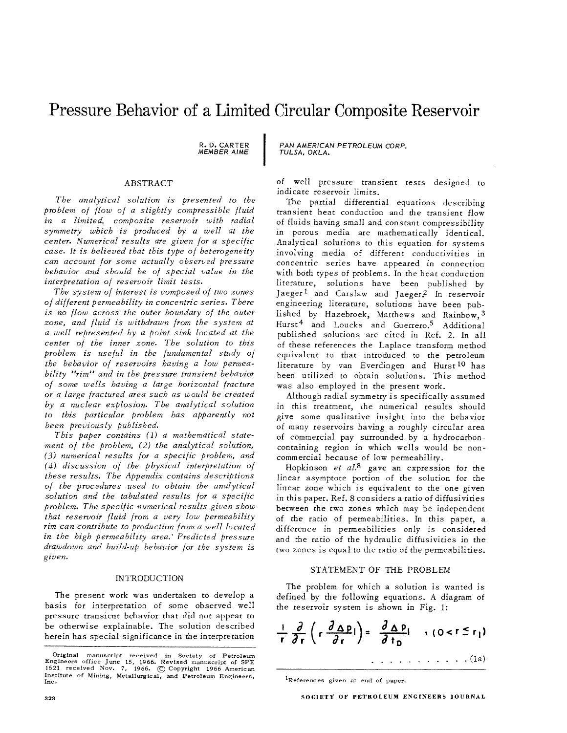# Pressure Behavior of a Limited Circular Composite Reservoir

R. D. CARTER
MEMBER AIME

PAN AMERICAN PETROLEUM CORP.
TULSA, OKLA.

## ABSTRACT

*The analytical solution is presented to the problem of flow of a slightly compressible fluid in a limited, composite reservoir with radial symmetry which is produced by a well at the center. Numerical results are given for a specific case. It is believed that this type of heterogeneity can account for some actually observed pressure behavior and should be of special value in the interpretation of reservoir limit tests.*

*The system of interest is composed of two zones of different permeability in concentric series. There is no flow across the outer boundary of the outer zone, and fluid is withdrawn from the system at a well represented by a point sink located at the center of the inner zone. The solution to this problem is useful in the fundamental study of the behavior of reservoirs having a low permeability "rim" and in the pressure transient behavior of some wells having a large horizontal fracture or a large fractured area such as would be created by a nuclear explosion. The analytical solution to this particular problem has apparently not been previously published.*

*This paper contains (1) a mathematical statement of the problem, (2) the analytical solution, (3) numerical results for a specific problem, and (4) discussion of the physical interpretation of these results. The Appendix contains descriptions of the procedures used to obtain the analytical solution and the tabulated results for a specific problem. The specific numerical results given show that reservoir fluid from a very low permeability rim can contribute to production from a well located in the high permeability area.' Predicted pressure drawdown and build-up behavior for the system is given.*

## INTRODUCTION

The present work was undertaken to develop a basis for interpretation of some observed well pressure transient behavior that did not appear to be otherwise explainable. The solution described herein has special significance in the interpretation of well pressure transient tests designed to indicate reservoir limits.

The partial differential equations describing transient heat conduction and the transient flow of fluids having small and constant compressibility in porous media are mathematically identical. Analytical solutions to this equation for systems involving media of different conductivities in concentric series have appeared in connection with both types of problems. In the heat conduction literature, solutions have been published by Jaeger[1] and Carslaw and Jaeger.[2] In reservoir engineering literature, solutions have been published by Hazebroek, Matthews and Rainbow,[3] Hurst[4] and Loucks and Guerrero.[5] Additional published solutions are cited in Ref. 2. In all of these references the Laplace transform method equivalent to that introduced to the petroleum literature by van Everdingen and Hurst[10] has been utilized to obtain solutions. This method was also employed in the present work.

Although radial symmetry is specifically assumed in this treatment, the numerical results should give some qualitative insight into the behavior of many reservoirs having a roughly circular area of commercial pay surrounded by a hydrocarbon-containing region in which wells would be non-commercial because of low permeability.

Hopkinson *et al.*[8] gave an expression for the linear asymptote portion of the solution for the linear zone which is equivalent to the one given in this paper. Ref. 8 considers a ratio of diffusivities between the two zones which may be independent of the ratio of permeabilities. In this paper, a difference in permeabilities only is considered and the ratio of the hydraulic diffusivities in the two zones is equal to the ratio of the permeabilities.

## STATEMENT OF THE PROBLEM

The problem for which a solution is wanted is defined by the following equations. A diagram of the reservoir system is shown in Fig. 1:

$$\frac{1}{r}\frac{\partial}{\partial r}\left(r\frac{\partial \Delta p_1}{\partial r}\right)=\frac{\partial \Delta p_1}{\partial t_D}\quad,(0<r\leq r_1) \qquad (1a)$$

---

Original manuscript received in Society of Petroleum Engineers office June 15, 1966. Revised manuscript of SPE 1621 received Nov. 7, 1966. © Copyright 1966 American Institute of Mining, Metallurgical, and Petroleum Engineers, Inc.

[1]References given at end of paper.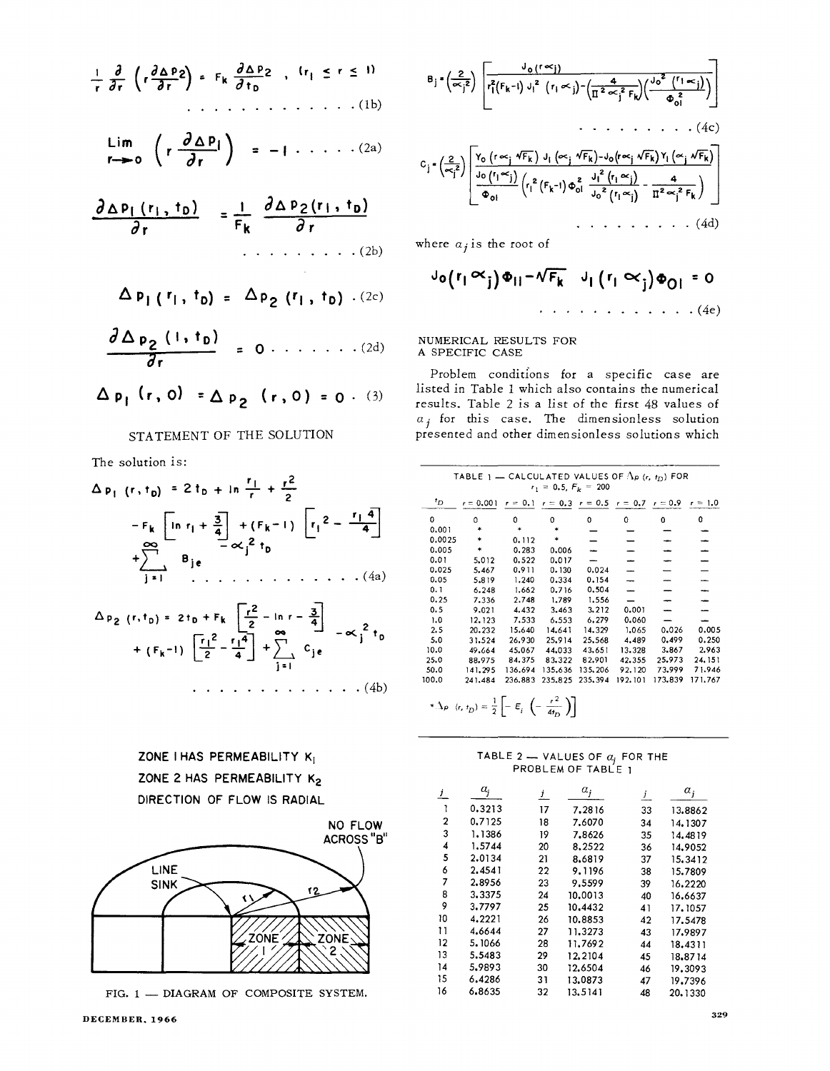$$\frac{1}{r}\frac{\partial}{\partial r}\left(r\frac{\partial \Delta p_2}{\partial r}\right) = F_k \frac{\partial \Delta p_2}{\partial t_D}, \quad (r_1 \le r \le 1) \quad \ldots\ldots\ldots\ldots\ldots (1b)$$

$$\lim_{r \to 0}\left(r\frac{\partial \Delta p_1}{\partial r}\right) = -1 \quad \ldots\ldots (2a)$$

$$\frac{\partial \Delta p_1(r_1, t_D)}{\partial r} = \frac{1}{F_k}\frac{\partial \Delta p_2(r_1, t_D)}{\partial r} \quad \ldots\ldots\ldots\ldots (2b)$$

$$\Delta p_1(r_1, t_D) = \Delta p_2(r_1, t_D) \quad . (2c)$$

$$\frac{\partial \Delta p_2(1, t_D)}{\partial r} = 0 \quad \ldots\ldots\ldots (2d)$$

$$\Delta p_1(r, 0) = \Delta p_2(r, 0) = 0 \quad . (3)$$

## STATEMENT OF THE SOLUTION

The solution is:

$$\Delta p_1(r, t_D) = 2t_D + \ln\frac{r_1}{r} + \frac{r^2}{2} - F_k\left[\ln r_1 + \frac{3}{4}\right] + (F_k - 1)\left[r_1^2 - \frac{r_1^4}{4}\right] + \sum_{j=1}^{\infty} B_j e^{-\alpha_j^2 t_D} \quad \ldots\ldots\ldots\ldots\ldots (4a)$$

$$\Delta p_2(r, t_D) = 2t_D + F_k\left[\frac{r^2}{2} - \ln r - \frac{3}{4}\right] + (F_k - 1)\left[\frac{r_1^2}{2} - \frac{r_1^4}{4}\right] + \sum_{j=1}^{\infty} C_j e^{-\alpha_j^2 t_D} \quad \ldots\ldots\ldots\ldots\ldots (4b)$$

$$B_j = \left(\frac{2}{\alpha_j^2}\right)\left[\frac{J_0(r\alpha_j)}{r_1^2(F_k - 1)J_1^2(r_1\alpha_j) - \left(\frac{4}{\Pi^2\alpha_j^2 F_k}\right)\left(\frac{J_0^2(r_1\alpha_j)}{\Phi_{01}^2}\right)}\right] \quad \ldots\ldots\ldots\ldots (4c)$$

$$C_j = \left(\frac{2}{\alpha_j^2}\right)\left[\frac{Y_0(r\alpha_j\sqrt{F_k})J_1(\alpha_j\sqrt{F_k}) - J_0(r\alpha_j\sqrt{F_k})Y_1(\alpha_j\sqrt{F_k})}{\frac{J_0(r_1\alpha_j)}{\Phi_{01}}\left(r_1^2(F_k - 1)\Phi_{01}^2\frac{J_1^2(r_1\alpha_j)}{J_0^2(r_1\alpha_j)} - \frac{4}{\Pi^2\alpha_j^2 F_k}\right)}\right] \quad \ldots\ldots\ldots\ldots (4d)$$

where $\alpha_j$ is the root of

$$J_0(r_1\alpha_j)\Phi_{11} - \sqrt{F_k}\, J_1(r_1\alpha_j)\Phi_{01} = 0 \quad \ldots\ldots\ldots\ldots\ldots (4e)$$

## NUMERICAL RESULTS FOR A SPECIFIC CASE

Problem conditions for a specific case are listed in Table 1 which also contains the numerical results. Table 2 is a list of the first 48 values of $\alpha_j$ for this case. The dimensionless solution presented and other dimensionless solutions which

TABLE 1 — CALCULATED VALUES OF $\Delta p(r, t_D)$ FOR $r_1 = 0.5$, $F_k = 200$

| $t_D$ | $r = 0.001$ | $r = 0.1$ | $r = 0.3$ | $r = 0.5$ | $r = 0.7$ | $r = 0.9$ | $r = 1.0$ |
|---|---|---|---|---|---|---|---|
| 0 | 0 | 0 | 0 | 0 | 0 | 0 | 0 |
| 0.001 | * | * | * | — | — | — | — |
| 0.0025 | * | 0.112 | * | — | — | — | — |
| 0.005 | * | 0.283 | 0.006 | — | — | — | — |
| 0.01 | 5.012 | 0.522 | 0.017 | — | — | — | — |
| 0.025 | 5.467 | 0.911 | 0.130 | 0.024 | — | — | — |
| 0.05 | 5.819 | 1.240 | 0.334 | 0.154 | — | — | — |
| 0.1 | 6.248 | 1.662 | 0.716 | 0.504 | — | — | — |
| 0.25 | 7.336 | 2.748 | 1.789 | 1.556 | — | — | — |
| 0.5 | 9.021 | 4.432 | 3.463 | 3.212 | 0.001 | — | — |
| 1.0 | 12.123 | 7.533 | 6.553 | 6.279 | 0.060 | — | — |
| 2.5 | 20.232 | 15.640 | 14.641 | 14.329 | 1.065 | 0.026 | 0.005 |
| 5.0 | 31.524 | 26.930 | 25.914 | 25.568 | 4.489 | 0.499 | 0.250 |
| 10.0 | 49.664 | 45.067 | 44.033 | 43.651 | 13.328 | 3.867 | 2.963 |
| 25.0 | 88.975 | 84.375 | 83.322 | 82.901 | 42.355 | 25.973 | 24.151 |
| 50.0 | 141.295 | 136.694 | 135.636 | 135.206 | 92.120 | 73.999 | 71.946 |
| 100.0 | 241.484 | 236.883 | 235.825 | 235.394 | 192.101 | 173.839 | 171.767 |

$*\ \Delta p(r, t_D) = \frac{1}{2}\left[-E_i\left(-\frac{r^2}{4t_D}\right)\right]$

ZONE 1 HAS PERMEABILITY $K_1$

ZONE 2 HAS PERMEABILITY $K_2$

DIRECTION OF FLOW IS RADIAL

FIG. 1 — DIAGRAM OF COMPOSITE SYSTEM.

TABLE 2 — VALUES OF $\alpha_j$ FOR THE PROBLEM OF TABLE 1

| $j$ | $\alpha_j$ | $j$ | $\alpha_j$ | $j$ | $\alpha_j$ |
|---|---|---|---|---|---|
| 1 | 0.3213 | 17 | 7.2816 | 33 | 13.8862 |
| 2 | 0.7125 | 18 | 7.6070 | 34 | 14.1307 |
| 3 | 1.1386 | 19 | 7.8626 | 35 | 14.4819 |
| 4 | 1.5744 | 20 | 8.2522 | 36 | 14.9052 |
| 5 | 2.0134 | 21 | 8.6819 | 37 | 15.3412 |
| 6 | 2.4541 | 22 | 9.1196 | 38 | 15.7809 |
| 7 | 2.8956 | 23 | 9.5599 | 39 | 16.2220 |
| 8 | 3.3375 | 24 | 10.0013 | 40 | 16.6637 |
| 9 | 3.7797 | 25 | 10.4432 | 41 | 17.1057 |
| 10 | 4.2221 | 26 | 10.8853 | 42 | 17.5478 |
| 11 | 4.6644 | 27 | 11.3273 | 43 | 17.9897 |
| 12 | 5.1066 | 28 | 11.7692 | 44 | 18.4311 |
| 13 | 5.5483 | 29 | 12.2104 | 45 | 18.8714 |
| 14 | 5.9893 | 30 | 12.6504 | 46 | 19.3093 |
| 15 | 6.4286 | 31 | 13.0873 | 47 | 19.7396 |
| 16 | 6.8635 | 32 | 13.5141 | 48 | 20.1330 |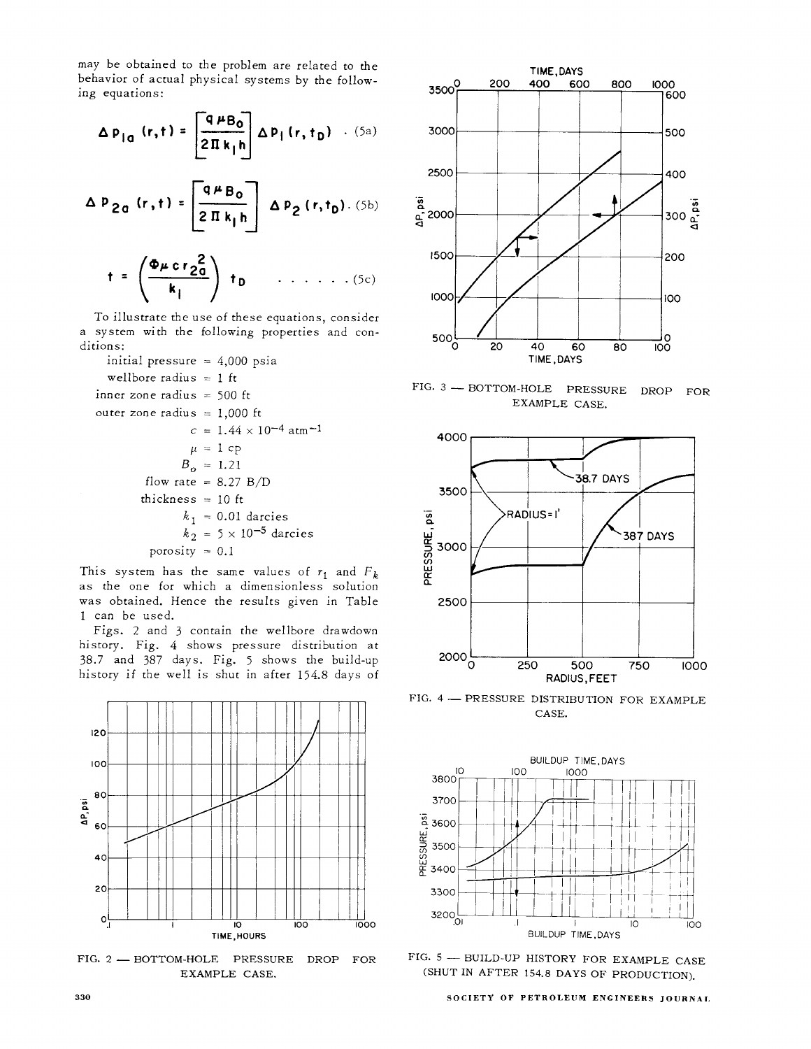may be obtained to the problem are related to the behavior of actual physical systems by the following equations:

$$\Delta p_{1a}(r,t) = \left[\frac{q\mu B_o}{2\Pi k_1 h}\right] \Delta p_1(r,t_D) \quad . \text{(5a)}$$

$$\Delta p_{2a}(r,t) = \left[\frac{q\mu B_o}{2\Pi k_1 h}\right] \Delta p_2(r,t_D) . \text{(5b)}$$

$$t = \left(\frac{\Phi\mu c r_{2a}^2}{k_1}\right) t_D \quad \ldots\ldots \text{(5c)}$$

To illustrate the use of these equations, consider a system with the following properties and conditions:

initial pressure = 4,000 psia
wellbore radius = 1 ft
inner zone radius = 500 ft
outer zone radius = 1,000 ft
$c$ = $1.44 \times 10^{-4}$ atm$^{-1}$
$\mu$ = 1 cp
$B_o$ = 1.21
flow rate = 8.27 B/D
thickness = 10 ft
$k_1$ = 0.01 darcies
$k_2$ = $5 \times 10^{-5}$ darcies
porosity = 0.1

This system has the same values of $r_1$ and $F_k$ as the one for which a dimensionless solution was obtained. Hence the results given in Table 1 can be used.

Figs. 2 and 3 contain the wellbore drawdown history. Fig. 4 shows pressure distribution at 38.7 and 387 days. Fig. 5 shows the build-up history if the well is shut in after 154.8 days of

FIG. 2 — BOTTOM-HOLE PRESSURE DROP FOR EXAMPLE CASE.

FIG. 3 — BOTTOM-HOLE PRESSURE DROP FOR EXAMPLE CASE.

FIG. 4 — PRESSURE DISTRIBUTION FOR EXAMPLE CASE.

FIG. 5 — BUILD-UP HISTORY FOR EXAMPLE CASE (SHUT IN AFTER 154.8 DAYS OF PRODUCTION).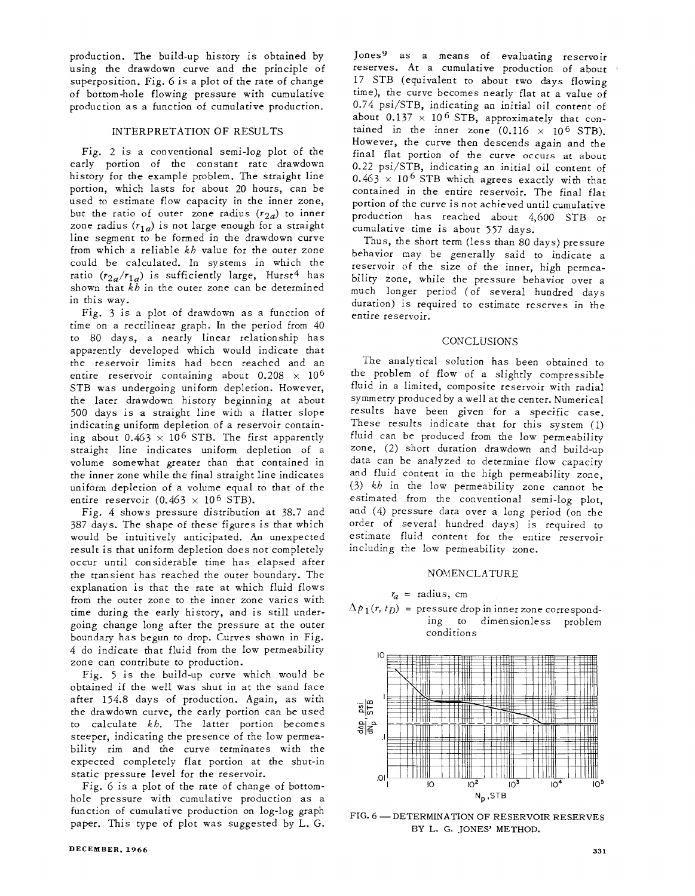production. The build-up history is obtained by using the drawdown curve and the principle of superposition. Fig. 6 is a plot of the rate of change of bottom-hole flowing pressure with cumulative production as a function of cumulative production.

## INTERPRETATION OF RESULTS

Fig. 2 is a conventional semi-log plot of the early portion of the constant rate drawdown history for the example problem. The straight line portion, which lasts for about 20 hours, can be used to estimate flow capacity in the inner zone, but the ratio of outer zone radius ($r_{2a}$) to inner zone radius ($r_{1a}$) is not large enough for a straight line segment to be formed in the drawdown curve from which a reliable $kh$ value for the outer zone could be calculated. In systems in which the ratio ($r_{2a}/r_{1a}$) is sufficiently large, Hurst[4] has shown that $kh$ in the outer zone can be determined in this way.

Fig. 3 is a plot of drawdown as a function of time on a rectilinear graph. In the period from 40 to 80 days, a nearly linear relationship has apparently developed which would indicate that the reservoir limits had been reached and an entire reservoir containing about $0.208 \times 10^6$ STB was undergoing uniform depletion. However, the later drawdown history beginning at about 500 days is a straight line with a flatter slope indicating uniform depletion of a reservoir containing about $0.463 \times 10^6$ STB. The first apparently straight line indicates uniform depletion of a volume somewhat greater than that contained in the inner zone while the final straight line indicates uniform depletion of a volume equal to that of the entire reservoir ($0.463 \times 10^6$ STB).

Fig. 4 shows pressure distribution at 38.7 and 387 days. The shape of these figures is that which would be intuitively anticipated. An unexpected result is that uniform depletion does not completely occur until considerable time has elapsed after the transient has reached the outer boundary. The explanation is that the rate at which fluid flows from the outer zone to the inner zone varies with time during the early history, and is still undergoing change long after the pressure at the outer boundary has begun to drop. Curves shown in Fig. 4 do indicate that fluid from the low permeability zone can contribute to production.

Fig. 5 is the build-up curve which would be obtained if the well was shut in at the sand face after 154.8 days of production. Again, as with the drawdown curve, the early portion can be used to calculate $kh$. The latter portion becomes steeper, indicating the presence of the low permeability rim and the curve terminates with the expected completely flat portion at the shut-in static pressure level for the reservoir.

Fig. 6 is a plot of the rate of change of bottom-hole pressure with cumulative production as a function of cumulative production on log-log graph paper. This type of plot was suggested by L. G. Jones[9] as a means of evaluating reservoir reserves. At a cumulative production of about 17 STB (equivalent to about two days flowing time), the curve becomes nearly flat at a value of 0.74 psi/STB, indicating an initial oil content of about $0.137 \times 10^6$ STB, approximately that contained in the inner zone ($0.116 \times 10^6$ STB). However, the curve then descends again and the final flat portion of the curve occurs at about 0.22 psi/STB, indicating an initial oil content of $0.463 \times 10^6$ STB which agrees exactly with that contained in the entire reservoir. The final flat portion of the curve is not achieved until cumulative production has reached about 4,600 STB or cumulative time is about 557 days.

Thus, the short term (less than 80 days) pressure behavior may be generally said to indicate a reservoir of the size of the inner, high permeability zone, while the pressure behavior over a much longer period (of several hundred days duration) is required to estimate reserves in the entire reservoir.

## CONCLUSIONS

The analytical solution has been obtained to the problem of flow of a slightly compressible fluid in a limited, composite reservoir with radial symmetry produced by a well at the center. Numerical results have been given for a specific case. These results indicate that for this system (1) fluid can be produced from the low permeability zone, (2) short duration drawdown and build-up data can be analyzed to determine flow capacity and fluid content in the high permeability zone, (3) $kh$ in the low permeability zone cannot be estimated from the conventional semi-log plot, and (4) pressure data over a long period (on the order of several hundred days) is required to estimate fluid content for the entire reservoir including the low permeability zone.

## NOMENCLATURE

$r_a$ = radius, cm

$\Delta p_1(r, t_D)$ = pressure drop in inner zone corresponding to dimensionless problem conditions

FIG. 6 — DETERMINATION OF RESERVOIR RESERVES BY L. G. JONES' METHOD.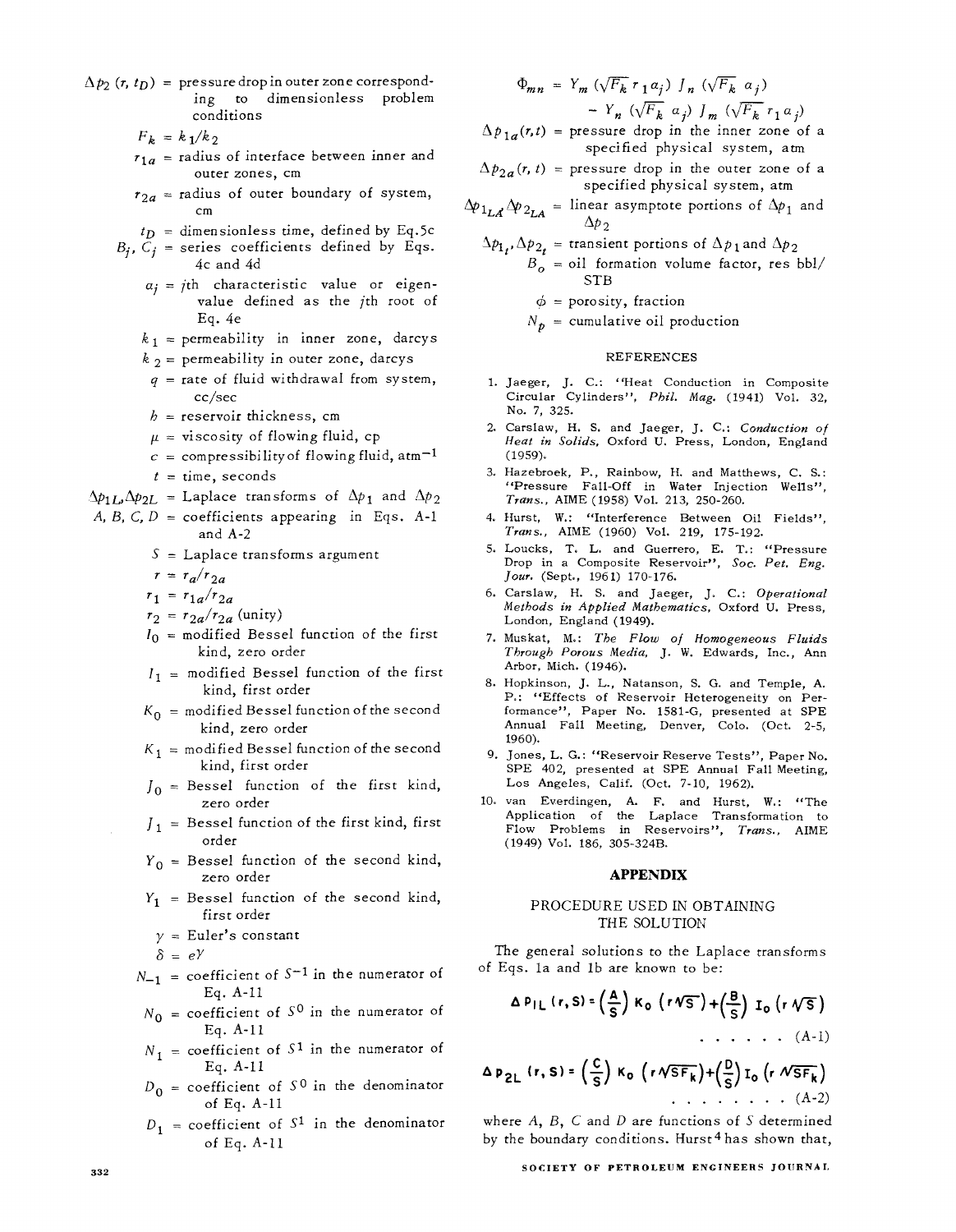$\Delta p_2 (r, t_D)$ = pressure drop in outer zone corresponding to dimensionless problem conditions

$F_k$ = $k_1/k_2$

$r_{1a}$ = radius of interface between inner and outer zones, cm

$r_{2a}$ = radius of outer boundary of system, cm

$t_D$ = dimensionless time, defined by Eq.5c

$B_j, C_j$ = series coefficients defined by Eqs. 4c and 4d

$a_j$ = $j$th characteristic value or eigenvalue defined as the $j$th root of Eq. 4e

$k_1$ = permeability in inner zone, darcys

$k_2$ = permeability in outer zone, darcys

$q$ = rate of fluid withdrawal from system, cc/sec

$h$ = reservoir thickness, cm

$\mu$ = viscosity of flowing fluid, cp

$c$ = compressibility of flowing fluid, atm$^{-1}$

$t$ = time, seconds

$\Delta p_{1L}, \Delta p_{2L}$ = Laplace transforms of $\Delta p_1$ and $\Delta p_2$

$A, B, C, D$ = coefficients appearing in Eqs. A-1 and A-2

$S$ = Laplace transforms argument

$r$ = $r_a/r_{2a}$

$r_1$ = $r_{1a}/r_{2a}$

$r_2$ = $r_{2a}/r_{2a}$ (unity)

$I_0$ = modified Bessel function of the first kind, zero order

$I_1$ = modified Bessel function of the first kind, first order

$K_0$ = modified Bessel function of the second kind, zero order

$K_1$ = modified Bessel function of the second kind, first order

$J_0$ = Bessel function of the first kind, zero order

$J_1$ = Bessel function of the first kind, first order

$Y_0$ = Bessel function of the second kind, zero order

$Y_1$ = Bessel function of the second kind, first order

$\gamma$ = Euler's constant

$\delta$ = $e^\gamma$

$N_{-1}$ = coefficient of $S^{-1}$ in the numerator of Eq. A-11

$N_0$ = coefficient of $S^0$ in the numerator of Eq. A-11

$N_1$ = coefficient of $S^1$ in the numerator of Eq. A-11

$D_0$ = coefficient of $S^0$ in the denominator of Eq. A-11

$D_1$ = coefficient of $S^1$ in the denominator of Eq. A-11

$\Phi_{mn}$ = $Y_m(\sqrt{F_k}\, r_1 a_j)\, J_n(\sqrt{F_k}\, a_j) - Y_n(\sqrt{F_k}\, a_j)\, J_m(\sqrt{F_k}\, r_1 a_j)$

$\Delta p_{1a}(r,t)$ = pressure drop in the inner zone of a specified physical system, atm

$\Delta p_{2a}(r,t)$ = pressure drop in the outer zone of a specified physical system, atm

$\Delta p_{1_{LA}}, \Delta p_{2_{LA}}$ = linear asymptote portions of $\Delta p_1$ and $\Delta p_2$

$\Delta p_{1_t}, \Delta p_{2_t}$ = transient portions of $\Delta p_1$ and $\Delta p_2$

$B_o$ = oil formation volume factor, res bbl/STB

$\phi$ = porosity, fraction

$N_p$ = cumulative oil production

## REFERENCES

1. Jaeger, J. C.: "Heat Conduction in Composite Circular Cylinders", *Phil. Mag.* (1941) Vol. 32, No. 7, 325.
2. Carslaw, H. S. and Jaeger, J. C.: *Conduction of Heat in Solids*, Oxford U. Press, London, England (1959).
3. Hazebroek, P., Rainbow, H. and Matthews, C. S.: "Pressure Fall-Off in Water Injection Wells", *Trans.*, AIME (1958) Vol. 213, 250-260.
4. Hurst, W.: "Interference Between Oil Fields", *Trans.*, AIME (1960) Vol. 219, 175-192.
5. Loucks, T. L. and Guerrero, E. T.: "Pressure Drop in a Composite Reservoir", *Soc. Pet. Eng. Jour.* (Sept., 1961) 170-176.
6. Carslaw, H. S. and Jaeger, J. C.: *Operational Methods in Applied Mathematics*, Oxford U. Press, London, England (1949).
7. Muskat, M.: *The Flow of Homogeneous Fluids Through Porous Media*, J. W. Edwards, Inc., Ann Arbor, Mich. (1946).
8. Hopkinson, J. L., Natanson, S. G. and Temple, A. P.: "Effects of Reservoir Heterogeneity on Performance", Paper No. 1581-G, presented at SPE Annual Fall Meeting, Denver, Colo. (Oct. 2-5, 1960).
9. Jones, L. G.: "Reservoir Reserve Tests", Paper No. SPE 402, presented at SPE Annual Fall Meeting, Los Angeles, Calif. (Oct. 7-10, 1962).
10. van Everdingen, A. F. and Hurst, W.: "The Application of the Laplace Transformation to Flow Problems in Reservoirs", *Trans.*, AIME (1949) Vol. 186, 305-324B.

## APPENDIX

### PROCEDURE USED IN OBTAINING THE SOLUTION

The general solutions to the Laplace transforms of Eqs. 1a and 1b are known to be:

$$\Delta p_{1L}(r,S) = \left(\frac{A}{S}\right) K_0\left(r\sqrt{S}\right) + \left(\frac{B}{S}\right) I_0\left(r\sqrt{S}\right) \quad \text{. . . . . . (A-1)}$$

$$\Delta p_{2L}(r,S) = \left(\frac{C}{S}\right) K_0\left(r\sqrt{SF_k}\right) + \left(\frac{D}{S}\right) I_0\left(r\sqrt{SF_k}\right) \quad \text{. . . . . . . . (A-2)}$$

where $A$, $B$, $C$ and $D$ are functions of $S$ determined by the boundary conditions. Hurst[4] has shown that,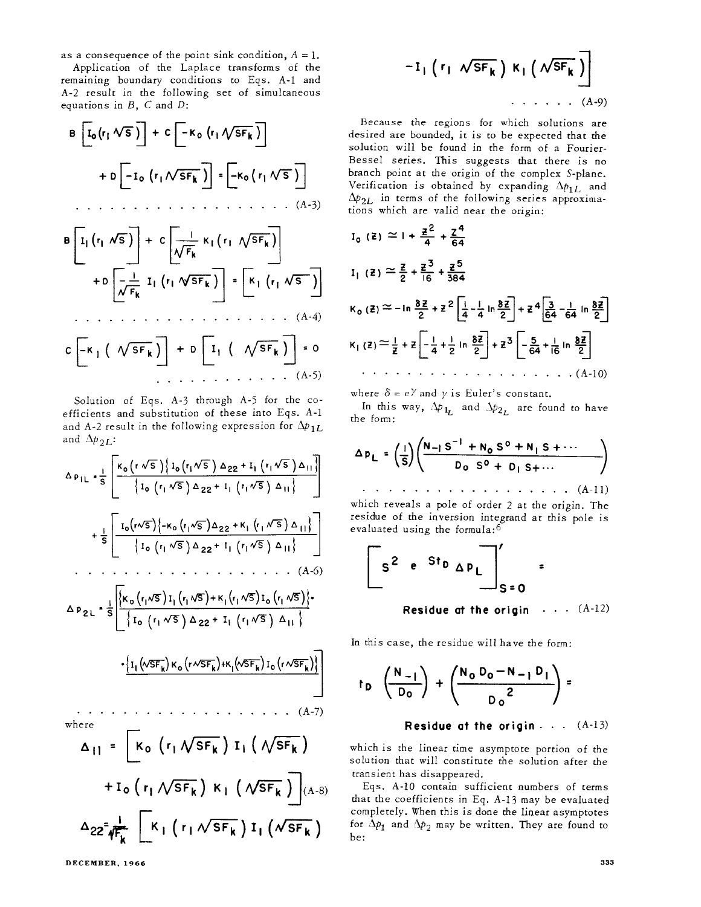as a consequence of the point sink condition, $A = 1$.

Application of the Laplace transforms of the remaining boundary conditions to Eqs. A-1 and A-2 result in the following set of simultaneous equations in $B$, $C$ and $D$:

$$B\left[I_0(r_1\sqrt{S})\right] + C\left[-K_0(r_1\sqrt{SF_k})\right] + D\left[-I_0(r_1\sqrt{SF_k})\right] = \left[-K_0(r_1\sqrt{S})\right] \quad \text{(A-3)}$$

$$B\left[I_1(r_1\sqrt{S})\right] + C\left[\frac{1}{\sqrt{F_k}}K_1(r_1\sqrt{SF_k})\right] + D\left[-\frac{1}{\sqrt{F_k}}I_1(r_1\sqrt{SF_k})\right] = \left[K_1(r_1\sqrt{S})\right] \quad \text{(A-4)}$$

$$C\left[-K_1(\sqrt{SF_k})\right] + D\left[I_1(\sqrt{SF_k})\right] = 0 \quad \text{(A-5)}$$

Solution of Eqs. A-3 through A-5 for the coefficients and substitution of these into Eqs. A-1 and A-2 result in the following expression for $\Delta p_{1L}$ and $\Delta p_{2L}$:

$$\Delta p_{1L} = \frac{1}{S}\left[\frac{K_0(r\sqrt{S})\left\{I_0(r_1\sqrt{S})\Delta_{22} + I_1(r_1\sqrt{S})\Delta_{11}\right\}}{\left\{I_0(r_1\sqrt{S})\Delta_{22} + I_1(r_1\sqrt{S})\Delta_{11}\right\}}\right] + \frac{1}{S}\left[\frac{I_0(r\sqrt{S})\left\{-K_0(r_1\sqrt{S})\Delta_{22} + K_1(r_1\sqrt{S})\Delta_{11}\right\}}{\left\{I_0(r_1\sqrt{S})\Delta_{22} + I_1(r_1\sqrt{S})\Delta_{11}\right\}}\right] \quad \text{(A-6)}$$

$$\Delta p_{2L} = \frac{1}{S}\left[\frac{\left\{K_0(r_1\sqrt{S})I_1(r_1\sqrt{S}) + K_1(r_1\sqrt{S})I_0(r_1\sqrt{S})\right\}\cdot\left\{I_1(\sqrt{SF_k})K_0(r\sqrt{SF_k}) + K_1(\sqrt{SF_k})I_0(r\sqrt{SF_k})\right\}}{\left\{I_0(r_1\sqrt{S})\Delta_{22} + I_1(r_1\sqrt{S})\Delta_{11}\right\}}\right] \quad \text{(A-7)}$$

where

$$\Delta_{11} = \left[K_0(r_1\sqrt{SF_k})\,I_1(\sqrt{SF_k}) + I_0(r_1\sqrt{SF_k})\,K_1(\sqrt{SF_k})\right] \quad \text{(A-8)}$$

$$\Delta_{22} = \frac{1}{\sqrt{F_k}}\left[K_1(r_1\sqrt{SF_k})\,I_1(\sqrt{SF_k}) - I_1(r_1\sqrt{SF_k})\,K_1(\sqrt{SF_k})\right] \quad \text{(A-9)}$$

Because the regions for which solutions are desired are bounded, it is to be expected that the solution will be found in the form of a Fourier-Bessel series. This suggests that there is no branch point at the origin of the complex $S$-plane. Verification is obtained by expanding $\Delta p_{1L}$ and $\Delta p_{2L}$ in terms of the following series approximations which are valid near the origin:

$$I_0(z) \simeq 1 + \frac{z^2}{4} + \frac{z^4}{64}$$

$$I_1(z) \simeq \frac{z}{2} + \frac{z^3}{16} + \frac{z^5}{384}$$

$$K_0(z) \simeq -\ln\frac{\delta z}{2} + z^2\left[\frac{1}{4} - \frac{1}{4}\ln\frac{\delta z}{2}\right] + z^4\left[\frac{3}{64} - \frac{1}{64}\ln\frac{\delta z}{2}\right]$$

$$K_1(z) \simeq \frac{1}{z} + z\left[-\frac{1}{4} + \frac{1}{2}\ln\frac{\delta z}{2}\right] + z^3\left[-\frac{5}{64} + \frac{1}{16}\ln\frac{\delta z}{2}\right] \quad \text{(A-10)}$$

where $\delta = e^{\gamma}$ and $\gamma$ is Euler's constant.

In this way, $\Delta p_{1_L}$ and $\Delta p_{2_L}$ are found to have the form:

$$\Delta p_L = \left(\frac{1}{S}\right)\left(\frac{N_{-1}S^{-1} + N_0 S^0 + N_1 S + \cdots}{D_0 S^0 + D_1 S + \cdots}\right) \quad \text{(A-11)}$$

which reveals a pole of order 2 at the origin. The residue of the inversion integrand at this pole is evaluated using the formula:[6]

$$\left[S^2\, e^{St_D}\,\Delta p_L\right]'_{S=0} = \quad \text{Residue at the origin} \quad \text{(A-12)}$$

In this case, the residue will have the form:

$$t_D\left(\frac{N_{-1}}{D_0}\right) + \left(\frac{N_0 D_0 - N_{-1}D_1}{D_0^{\,2}}\right) = \quad \text{Residue at the origin} \quad \text{(A-13)}$$

which is the linear time asymptote portion of the solution that will constitute the solution after the transient has disappeared.

Eqs. A-10 contain sufficient numbers of terms that the coefficients in Eq. A-13 may be evaluated completely. When this is done the linear asymptotes for $\Delta p_1$ and $\Delta p_2$ may be written. They are found to be: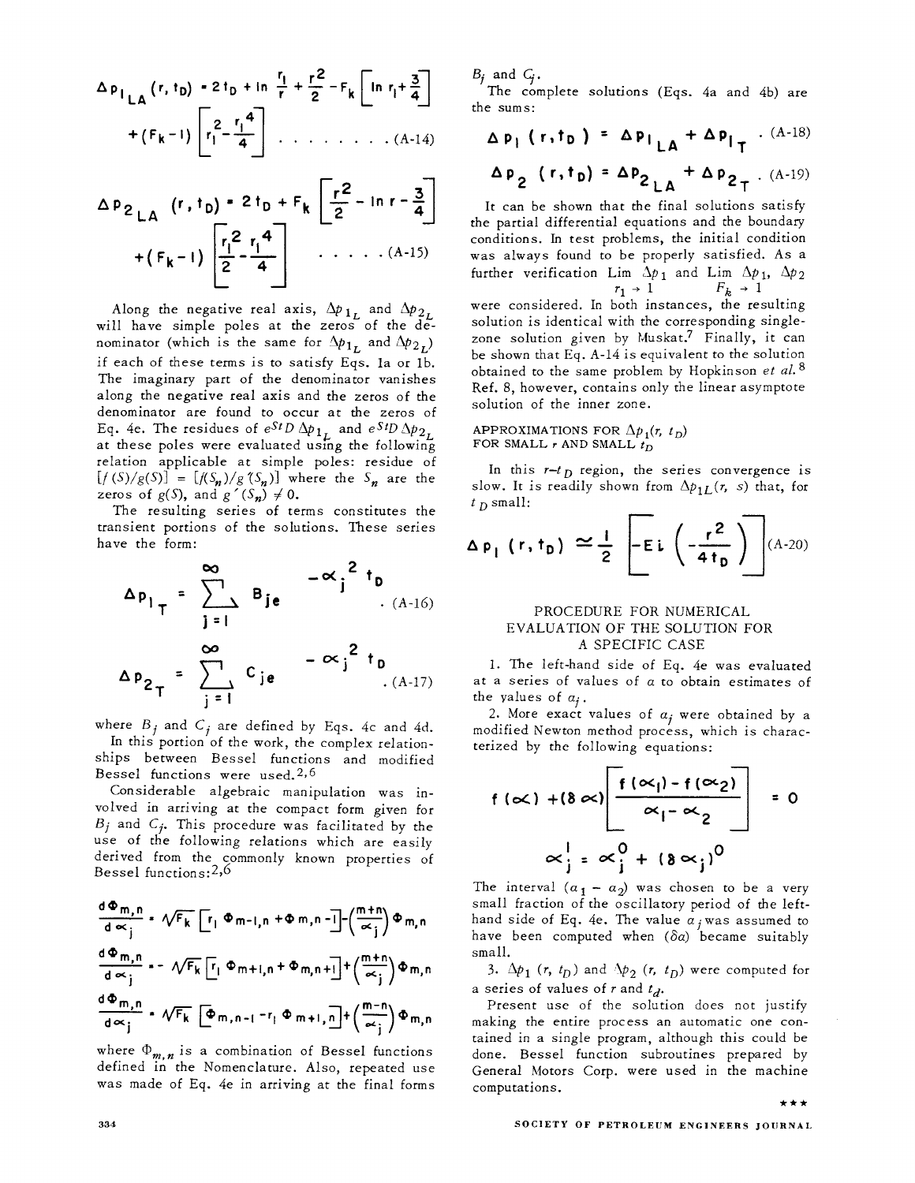$$\Delta p_{1_{LA}}(r, t_D) = 2t_D + \ln\frac{r_1}{r} + \frac{r^2}{2} - F_k\left[\ln r_1 + \frac{3}{4}\right] + (F_k - 1)\left[r_1^2 - \frac{r_1^4}{4}\right] \quad \text{. . . . . . . . (A-14)}$$

$$\Delta p_{2_{LA}}(r, t_D) = 2t_D + F_k\left[\frac{r^2}{2} - \ln r - \frac{3}{4}\right] + (F_k - 1)\left[\frac{r_1^2}{2} - \frac{r_1^4}{4}\right] \quad \text{. . . . . (A-15)}$$

Along the negative real axis, $\Delta p_{1_L}$ and $\Delta p_{2_L}$ will have simple poles at the zeros of the denominator (which is the same for $\Delta p_{1_L}$ and $\Delta p_{2_L}$) if each of these terms is to satisfy Eqs. 1a or 1b. The imaginary part of the denominator vanishes along the negative real axis and the zeros of the denominator are found to occur at the zeros of Eq. 4e. The residues of $e^{St_D}\Delta p_{1_L}$ and $e^{St_D}\Delta p_{2_L}$ at these poles were evaluated using the following relation applicable at simple poles: residue of $[f(S)/g(S)] = [f(S_n)/g'(S_n)]$ where the $S_n$ are the zeros of $g(S)$, and $g'(S_n) \neq 0$.

The resulting series of terms constitutes the transient portions of the solutions. These series have the form:

$$\Delta p_{1_T} = \sum_{j=1}^{\infty} B_j e^{-\alpha_j^2 t_D} \quad \text{. (A-16)}$$

$$\Delta p_{2_T} = \sum_{j=1}^{\infty} C_j e^{-\alpha_j^2 t_D} \quad \text{. (A-17)}$$

where $B_j$ and $C_j$ are defined by Eqs. 4c and 4d.

In this portion of the work, the complex relationships between Bessel functions and modified Bessel functions were used.[2,6]

Considerable algebraic manipulation was involved in arriving at the compact form given for $B_j$ and $C_j$. This procedure was facilitated by the use of the following relations which are easily derived from the commonly known properties of Bessel functions:[2,6]

$$\frac{d\Phi_{m,n}}{d\alpha_j} = \sqrt{F_k}\left[r_1\Phi_{m-1,n} + \Phi_{m,n-1}\right] - \left(\frac{m+n}{\alpha_j}\right)\Phi_{m,n}$$

$$\frac{d\Phi_{m,n}}{d\alpha_j} = -\sqrt{F_k}\left[r_1\Phi_{m+1,n} + \Phi_{m,n+1}\right] + \left(\frac{m+n}{\alpha_j}\right)\Phi_{m,n}$$

$$\frac{d\Phi_{m,n}}{d\alpha_j} = \sqrt{F_k}\left[\Phi_{m,n-1} - r_1\Phi_{m+1,n}\right] + \left(\frac{m-n}{\alpha_j}\right)\Phi_{m,n}$$

where $\Phi_{m,n}$ is a combination of Bessel functions defined in the Nomenclature. Also, repeated use was made of Eq. 4e in arriving at the final forms $B_j$ and $C_j$.

The complete solutions (Eqs. 4a and 4b) are the sums:

$$\Delta p_1(r, t_D) = \Delta p_{1_{LA}} + \Delta p_{1_T} \quad \text{. (A-18)}$$

$$\Delta p_2(r, t_D) = \Delta p_{2_{LA}} + \Delta p_{2_T} \quad \text{. (A-19)}$$

It can be shown that the final solutions satisfy the partial differential equations and the boundary conditions. In test problems, the initial condition was always found to be properly satisfied. As a further verification $\lim_{r_1 \to 1} \Delta p_1$ and $\lim_{F_k \to 1} \Delta p_1, \Delta p_2$ were considered. In both instances, the resulting solution is identical with the corresponding single-zone solution given by Muskat.[7] Finally, it can be shown that Eq. A-14 is equivalent to the solution obtained to the same problem by Hopkinson *et al.*[8] Ref. 8, however, contains only the linear asymptote solution of the inner zone.

### APPROXIMATIONS FOR $\Delta p_1(r, t_D)$ FOR SMALL $r$ AND SMALL $t_D$

In this $r$–$t_D$ region, the series convergence is slow. It is readily shown from $\Delta p_{1L}(r, s)$ that, for $t_D$ small:

$$\Delta p_1(r, t_D) \simeq \frac{1}{2}\left[-Ei\left(-\frac{r^2}{4t_D}\right)\right] \quad \text{(A-20)}$$

## PROCEDURE FOR NUMERICAL EVALUATION OF THE SOLUTION FOR A SPECIFIC CASE

1. The left-hand side of Eq. 4e was evaluated at a series of values of $a$ to obtain estimates of the values of $a_j$.

2. More exact values of $a_j$ were obtained by a modified Newton method process, which is characterized by the following equations:

$$f(\alpha) + (\delta\alpha)\left[\frac{f(\alpha_1) - f(\alpha_2)}{\alpha_1 - \alpha_2}\right] = 0$$

$$\alpha_j^1 = \alpha_j^0 + (\delta\alpha_j)^0$$

The interval $(a_1 - a_2)$ was chosen to be a very small fraction of the oscillatory period of the left-hand side of Eq. 4e. The value $a_j$ was assumed to have been computed when $(\delta a)$ became suitably small.

3. $\Delta p_1(r, t_D)$ and $\Delta p_2(r, t_D)$ were computed for a series of values of $r$ and $t_d$.

Present use of the solution does not justify making the entire process an automatic one contained in a single program, although this could be done. Bessel function subroutines prepared by General Motors Corp. were used in the machine computations.

★★★